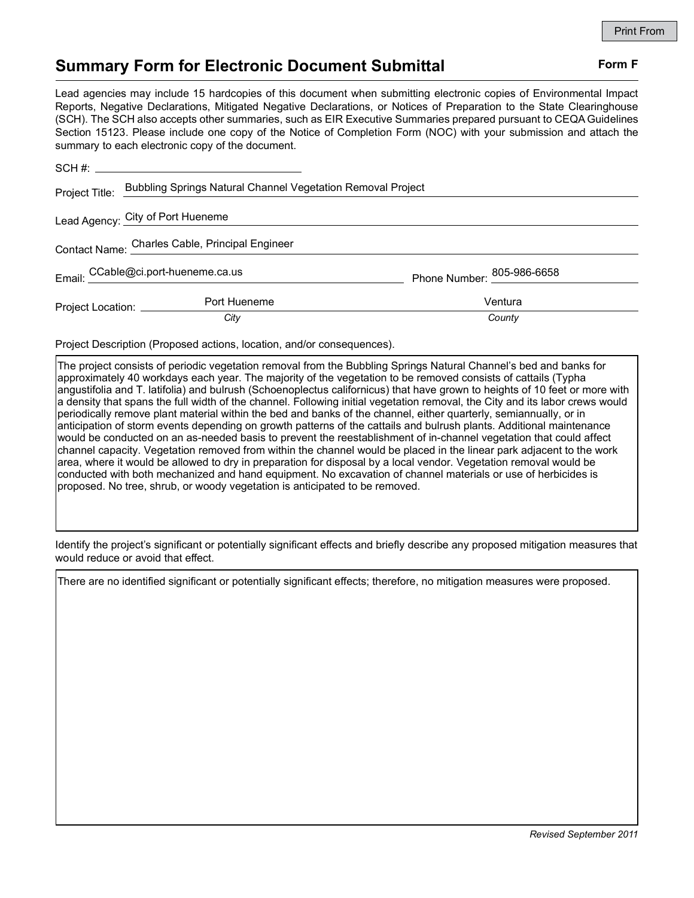Print From

# Summary Form for Electronic Document Submittal

**Form F**

Lead agencies may include 15 hardcopies of this document when submitting electronic copies of Environmental Impact Reports, Negative Declarations, Mitigated Negative Declarations, or Notices of Preparation to the State Clearinghouse (SCH). The SCH also accepts other summaries, such as EIR Executive Summaries prepared pursuant to CEQA Guidelines Section 15123. Please include one copy of the Notice of Completion Form (NOC) with your submission and attach the summary to each electronic copy of the document.

SCH #: ____________________

Project Title: Bubbling Springs Natural Channel Vegetation Removal Project

Lead Agency: City of Port Hueneme

Contact Name: Charles Cable, Principal Engineer

Email: CCable@ci.port-hueneme.ca.us     Phone Number: 805-986-6658

Project Location: Port Hueneme (*City*)     Ventura (*County*)

Project Description (Proposed actions, location, and/or consequences).

The project consists of periodic vegetation removal from the Bubbling Springs Natural Channel's bed and banks for approximately 40 workdays each year. The majority of the vegetation to be removed consists of cattails (Typha angustifolia and T. latifolia) and bulrush (Schoenoplectus californicus) that have grown to heights of 10 feet or more with a density that spans the full width of the channel. Following initial vegetation removal, the City and its labor crews would periodically remove plant material within the bed and banks of the channel, either quarterly, semiannually, or in anticipation of storm events depending on growth patterns of the cattails and bulrush plants. Additional maintenance would be conducted on an as-needed basis to prevent the reestablishment of in-channel vegetation that could affect channel capacity. Vegetation removed from within the channel would be placed in the linear park adjacent to the work area, where it would be allowed to dry in preparation for disposal by a local vendor. Vegetation removal would be conducted with both mechanized and hand equipment. No excavation of channel materials or use of herbicides is proposed. No tree, shrub, or woody vegetation is anticipated to be removed.

Identify the project's significant or potentially significant effects and briefly describe any proposed mitigation measures that would reduce or avoid that effect.

There are no identified significant or potentially significant effects; therefore, no mitigation measures were proposed.

*Revised September 2011*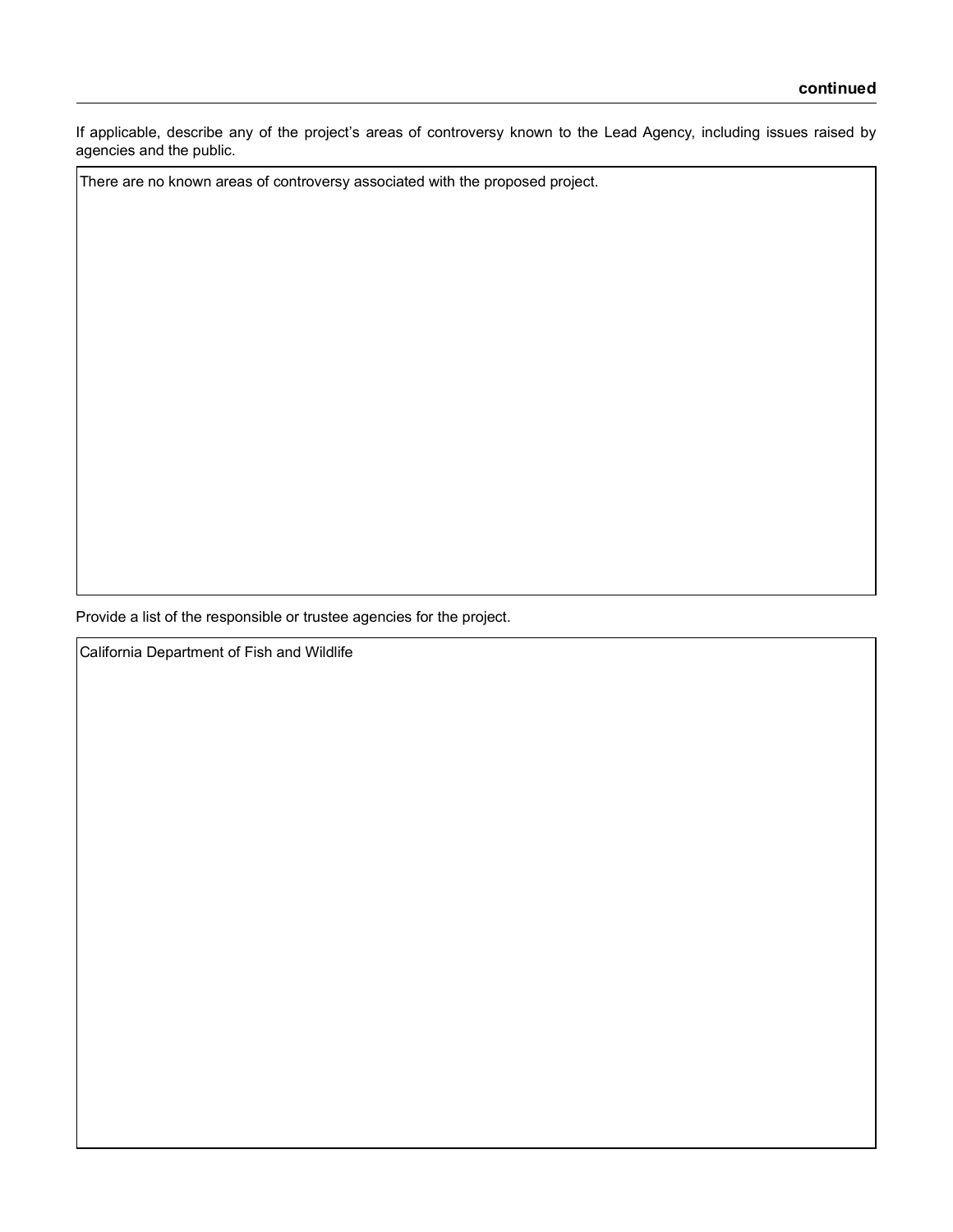**continued**

If applicable, describe any of the project's areas of controversy known to the Lead Agency, including issues raised by agencies and the public.

There are no known areas of controversy associated with the proposed project.

Provide a list of the responsible or trustee agencies for the project.

California Department of Fish and Wildlife